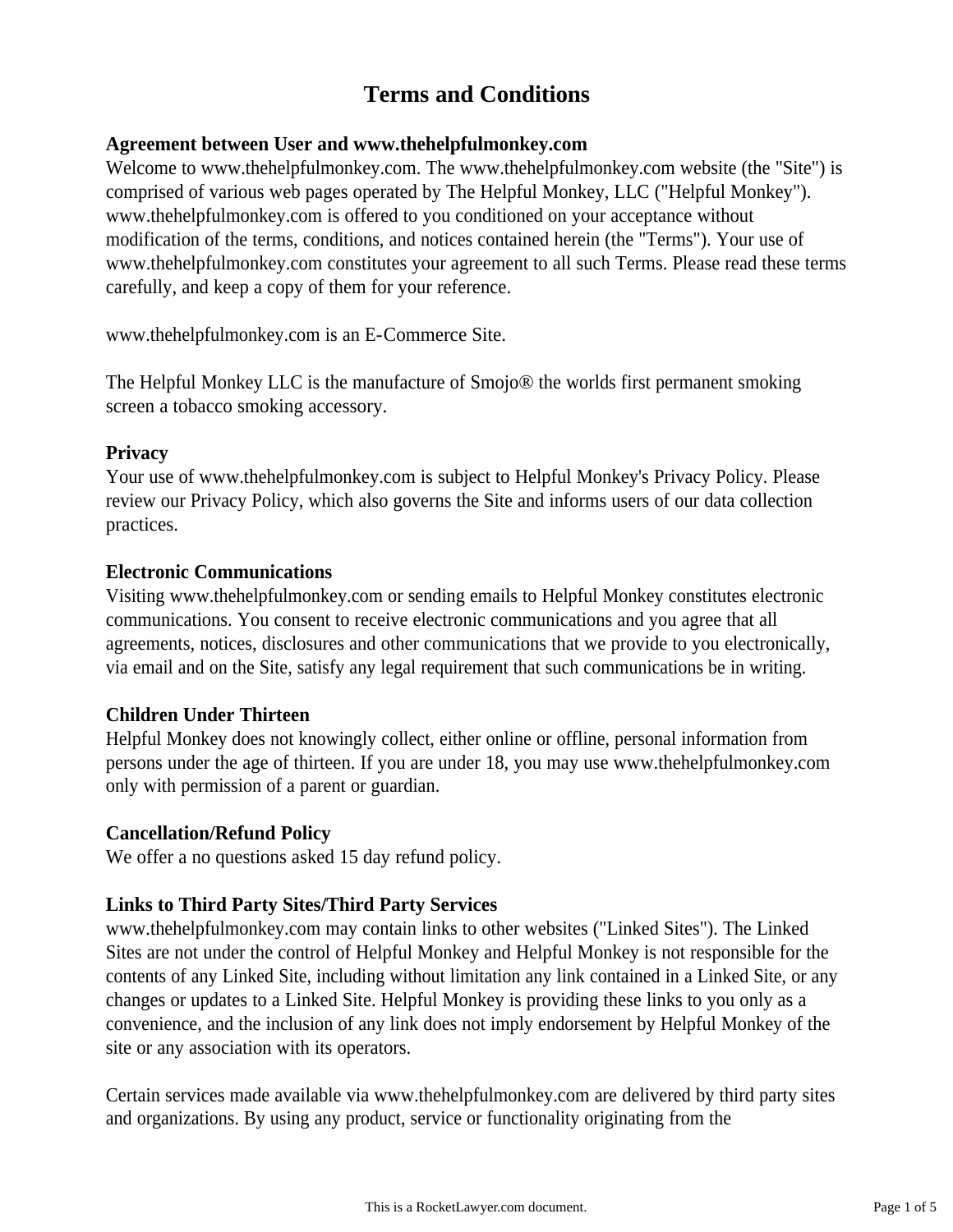# Terms and Conditions

**Agreement between User and www.thehelpfulmonkey.com**

Welcome to www.thehelpfulmonkey.com. The www.thehelpfulmonkey.com website (the "Site") is comprised of various web pages operated by The Helpful Monkey, LLC ("Helpful Monkey"). www.thehelpfulmonkey.com is offered to you conditioned on your acceptance without modification of the terms, conditions, and notices contained herein (the "Terms"). Your use of www.thehelpfulmonkey.com constitutes your agreement to all such Terms. Please read these terms carefully, and keep a copy of them for your reference.

www.thehelpfulmonkey.com is an E-Commerce Site.

The Helpful Monkey LLC is the manufacture of Smojo® the worlds first permanent smoking screen a tobacco smoking accessory.

**Privacy**

Your use of www.thehelpfulmonkey.com is subject to Helpful Monkey's Privacy Policy. Please review our Privacy Policy, which also governs the Site and informs users of our data collection practices.

**Electronic Communications**

Visiting www.thehelpfulmonkey.com or sending emails to Helpful Monkey constitutes electronic communications. You consent to receive electronic communications and you agree that all agreements, notices, disclosures and other communications that we provide to you electronically, via email and on the Site, satisfy any legal requirement that such communications be in writing.

**Children Under Thirteen**

Helpful Monkey does not knowingly collect, either online or offline, personal information from persons under the age of thirteen. If you are under 18, you may use www.thehelpfulmonkey.com only with permission of a parent or guardian.

**Cancellation/Refund Policy**

We offer a no questions asked 15 day refund policy.

**Links to Third Party Sites/Third Party Services**

www.thehelpfulmonkey.com may contain links to other websites ("Linked Sites"). The Linked Sites are not under the control of Helpful Monkey and Helpful Monkey is not responsible for the contents of any Linked Site, including without limitation any link contained in a Linked Site, or any changes or updates to a Linked Site. Helpful Monkey is providing these links to you only as a convenience, and the inclusion of any link does not imply endorsement by Helpful Monkey of the site or any association with its operators.

Certain services made available via www.thehelpfulmonkey.com are delivered by third party sites and organizations. By using any product, service or functionality originating from the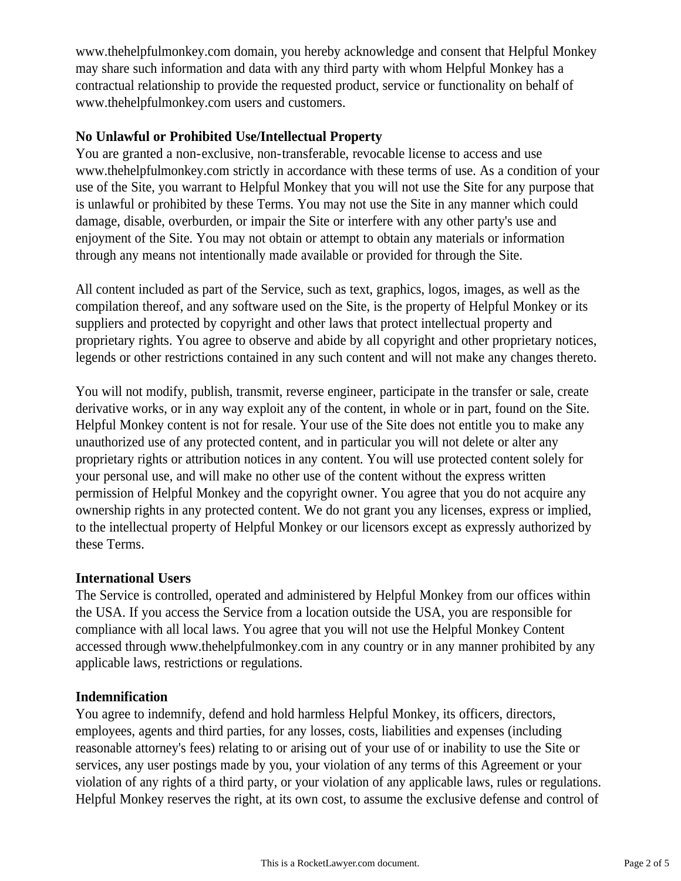www.thehelpfulmonkey.com domain, you hereby acknowledge and consent that Helpful Monkey may share such information and data with any third party with whom Helpful Monkey has a contractual relationship to provide the requested product, service or functionality on behalf of www.thehelpfulmonkey.com users and customers.

**No Unlawful or Prohibited Use/Intellectual Property**

You are granted a non-exclusive, non-transferable, revocable license to access and use www.thehelpfulmonkey.com strictly in accordance with these terms of use. As a condition of your use of the Site, you warrant to Helpful Monkey that you will not use the Site for any purpose that is unlawful or prohibited by these Terms. You may not use the Site in any manner which could damage, disable, overburden, or impair the Site or interfere with any other party's use and enjoyment of the Site. You may not obtain or attempt to obtain any materials or information through any means not intentionally made available or provided for through the Site.

All content included as part of the Service, such as text, graphics, logos, images, as well as the compilation thereof, and any software used on the Site, is the property of Helpful Monkey or its suppliers and protected by copyright and other laws that protect intellectual property and proprietary rights. You agree to observe and abide by all copyright and other proprietary notices, legends or other restrictions contained in any such content and will not make any changes thereto.

You will not modify, publish, transmit, reverse engineer, participate in the transfer or sale, create derivative works, or in any way exploit any of the content, in whole or in part, found on the Site. Helpful Monkey content is not for resale. Your use of the Site does not entitle you to make any unauthorized use of any protected content, and in particular you will not delete or alter any proprietary rights or attribution notices in any content. You will use protected content solely for your personal use, and will make no other use of the content without the express written permission of Helpful Monkey and the copyright owner. You agree that you do not acquire any ownership rights in any protected content. We do not grant you any licenses, express or implied, to the intellectual property of Helpful Monkey or our licensors except as expressly authorized by these Terms.

**International Users**

The Service is controlled, operated and administered by Helpful Monkey from our offices within the USA. If you access the Service from a location outside the USA, you are responsible for compliance with all local laws. You agree that you will not use the Helpful Monkey Content accessed through www.thehelpfulmonkey.com in any country or in any manner prohibited by any applicable laws, restrictions or regulations.

**Indemnification**

You agree to indemnify, defend and hold harmless Helpful Monkey, its officers, directors, employees, agents and third parties, for any losses, costs, liabilities and expenses (including reasonable attorney's fees) relating to or arising out of your use of or inability to use the Site or services, any user postings made by you, your violation of any terms of this Agreement or your violation of any rights of a third party, or your violation of any applicable laws, rules or regulations. Helpful Monkey reserves the right, at its own cost, to assume the exclusive defense and control of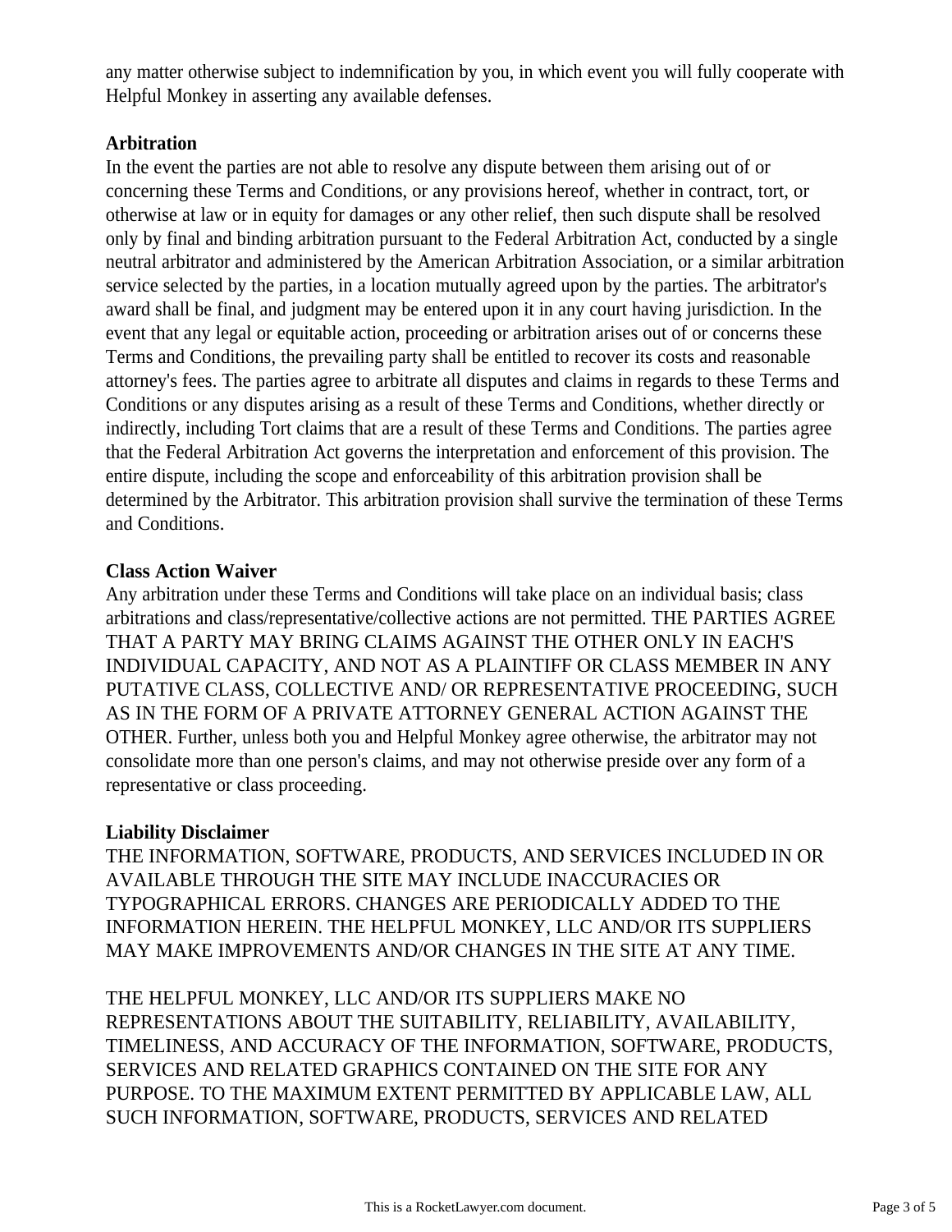any matter otherwise subject to indemnification by you, in which event you will fully cooperate with Helpful Monkey in asserting any available defenses.

**Arbitration**
In the event the parties are not able to resolve any dispute between them arising out of or concerning these Terms and Conditions, or any provisions hereof, whether in contract, tort, or otherwise at law or in equity for damages or any other relief, then such dispute shall be resolved only by final and binding arbitration pursuant to the Federal Arbitration Act, conducted by a single neutral arbitrator and administered by the American Arbitration Association, or a similar arbitration service selected by the parties, in a location mutually agreed upon by the parties. The arbitrator's award shall be final, and judgment may be entered upon it in any court having jurisdiction. In the event that any legal or equitable action, proceeding or arbitration arises out of or concerns these Terms and Conditions, the prevailing party shall be entitled to recover its costs and reasonable attorney's fees. The parties agree to arbitrate all disputes and claims in regards to these Terms and Conditions or any disputes arising as a result of these Terms and Conditions, whether directly or indirectly, including Tort claims that are a result of these Terms and Conditions. The parties agree that the Federal Arbitration Act governs the interpretation and enforcement of this provision. The entire dispute, including the scope and enforceability of this arbitration provision shall be determined by the Arbitrator. This arbitration provision shall survive the termination of these Terms and Conditions.

**Class Action Waiver**
Any arbitration under these Terms and Conditions will take place on an individual basis; class arbitrations and class/representative/collective actions are not permitted. THE PARTIES AGREE THAT A PARTY MAY BRING CLAIMS AGAINST THE OTHER ONLY IN EACH'S INDIVIDUAL CAPACITY, AND NOT AS A PLAINTIFF OR CLASS MEMBER IN ANY PUTATIVE CLASS, COLLECTIVE AND/ OR REPRESENTATIVE PROCEEDING, SUCH AS IN THE FORM OF A PRIVATE ATTORNEY GENERAL ACTION AGAINST THE OTHER. Further, unless both you and Helpful Monkey agree otherwise, the arbitrator may not consolidate more than one person's claims, and may not otherwise preside over any form of a representative or class proceeding.

**Liability Disclaimer**
THE INFORMATION, SOFTWARE, PRODUCTS, AND SERVICES INCLUDED IN OR AVAILABLE THROUGH THE SITE MAY INCLUDE INACCURACIES OR TYPOGRAPHICAL ERRORS. CHANGES ARE PERIODICALLY ADDED TO THE INFORMATION HEREIN. THE HELPFUL MONKEY, LLC AND/OR ITS SUPPLIERS MAY MAKE IMPROVEMENTS AND/OR CHANGES IN THE SITE AT ANY TIME.

THE HELPFUL MONKEY, LLC AND/OR ITS SUPPLIERS MAKE NO REPRESENTATIONS ABOUT THE SUITABILITY, RELIABILITY, AVAILABILITY, TIMELINESS, AND ACCURACY OF THE INFORMATION, SOFTWARE, PRODUCTS, SERVICES AND RELATED GRAPHICS CONTAINED ON THE SITE FOR ANY PURPOSE. TO THE MAXIMUM EXTENT PERMITTED BY APPLICABLE LAW, ALL SUCH INFORMATION, SOFTWARE, PRODUCTS, SERVICES AND RELATED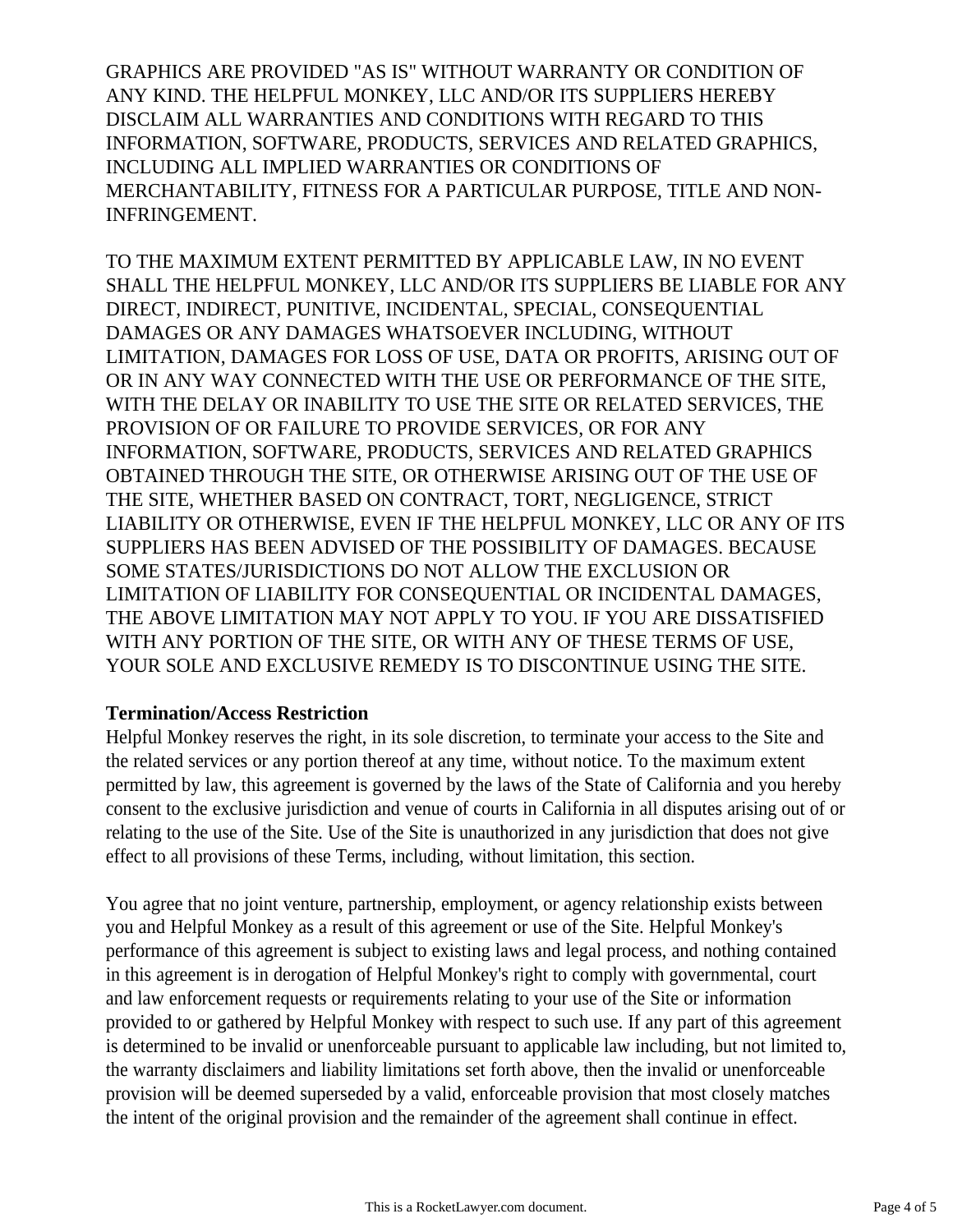GRAPHICS ARE PROVIDED "AS IS" WITHOUT WARRANTY OR CONDITION OF ANY KIND. THE HELPFUL MONKEY, LLC AND/OR ITS SUPPLIERS HEREBY DISCLAIM ALL WARRANTIES AND CONDITIONS WITH REGARD TO THIS INFORMATION, SOFTWARE, PRODUCTS, SERVICES AND RELATED GRAPHICS, INCLUDING ALL IMPLIED WARRANTIES OR CONDITIONS OF MERCHANTABILITY, FITNESS FOR A PARTICULAR PURPOSE, TITLE AND NON-INFRINGEMENT.

TO THE MAXIMUM EXTENT PERMITTED BY APPLICABLE LAW, IN NO EVENT SHALL THE HELPFUL MONKEY, LLC AND/OR ITS SUPPLIERS BE LIABLE FOR ANY DIRECT, INDIRECT, PUNITIVE, INCIDENTAL, SPECIAL, CONSEQUENTIAL DAMAGES OR ANY DAMAGES WHATSOEVER INCLUDING, WITHOUT LIMITATION, DAMAGES FOR LOSS OF USE, DATA OR PROFITS, ARISING OUT OF OR IN ANY WAY CONNECTED WITH THE USE OR PERFORMANCE OF THE SITE, WITH THE DELAY OR INABILITY TO USE THE SITE OR RELATED SERVICES, THE PROVISION OF OR FAILURE TO PROVIDE SERVICES, OR FOR ANY INFORMATION, SOFTWARE, PRODUCTS, SERVICES AND RELATED GRAPHICS OBTAINED THROUGH THE SITE, OR OTHERWISE ARISING OUT OF THE USE OF THE SITE, WHETHER BASED ON CONTRACT, TORT, NEGLIGENCE, STRICT LIABILITY OR OTHERWISE, EVEN IF THE HELPFUL MONKEY, LLC OR ANY OF ITS SUPPLIERS HAS BEEN ADVISED OF THE POSSIBILITY OF DAMAGES. BECAUSE SOME STATES/JURISDICTIONS DO NOT ALLOW THE EXCLUSION OR LIMITATION OF LIABILITY FOR CONSEQUENTIAL OR INCIDENTAL DAMAGES, THE ABOVE LIMITATION MAY NOT APPLY TO YOU. IF YOU ARE DISSATISFIED WITH ANY PORTION OF THE SITE, OR WITH ANY OF THESE TERMS OF USE, YOUR SOLE AND EXCLUSIVE REMEDY IS TO DISCONTINUE USING THE SITE.

**Termination/Access Restriction**

Helpful Monkey reserves the right, in its sole discretion, to terminate your access to the Site and the related services or any portion thereof at any time, without notice. To the maximum extent permitted by law, this agreement is governed by the laws of the State of California and you hereby consent to the exclusive jurisdiction and venue of courts in California in all disputes arising out of or relating to the use of the Site. Use of the Site is unauthorized in any jurisdiction that does not give effect to all provisions of these Terms, including, without limitation, this section.

You agree that no joint venture, partnership, employment, or agency relationship exists between you and Helpful Monkey as a result of this agreement or use of the Site. Helpful Monkey's performance of this agreement is subject to existing laws and legal process, and nothing contained in this agreement is in derogation of Helpful Monkey's right to comply with governmental, court and law enforcement requests or requirements relating to your use of the Site or information provided to or gathered by Helpful Monkey with respect to such use. If any part of this agreement is determined to be invalid or unenforceable pursuant to applicable law including, but not limited to, the warranty disclaimers and liability limitations set forth above, then the invalid or unenforceable provision will be deemed superseded by a valid, enforceable provision that most closely matches the intent of the original provision and the remainder of the agreement shall continue in effect.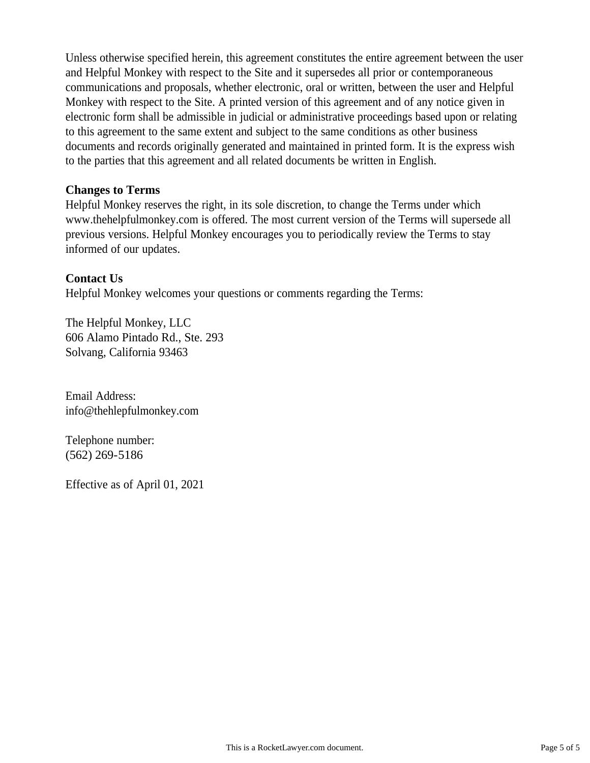Unless otherwise specified herein, this agreement constitutes the entire agreement between the user and Helpful Monkey with respect to the Site and it supersedes all prior or contemporaneous communications and proposals, whether electronic, oral or written, between the user and Helpful Monkey with respect to the Site. A printed version of this agreement and of any notice given in electronic form shall be admissible in judicial or administrative proceedings based upon or relating to this agreement to the same extent and subject to the same conditions as other business documents and records originally generated and maintained in printed form. It is the express wish to the parties that this agreement and all related documents be written in English.

**Changes to Terms**

Helpful Monkey reserves the right, in its sole discretion, to change the Terms under which www.thehelpfulmonkey.com is offered. The most current version of the Terms will supersede all previous versions. Helpful Monkey encourages you to periodically review the Terms to stay informed of our updates.

**Contact Us**

Helpful Monkey welcomes your questions or comments regarding the Terms:

The Helpful Monkey, LLC
606 Alamo Pintado Rd., Ste. 293
Solvang, California 93463

Email Address:
info@thehlepfulmonkey.com

Telephone number:
(562) 269-5186

Effective as of April 01, 2021